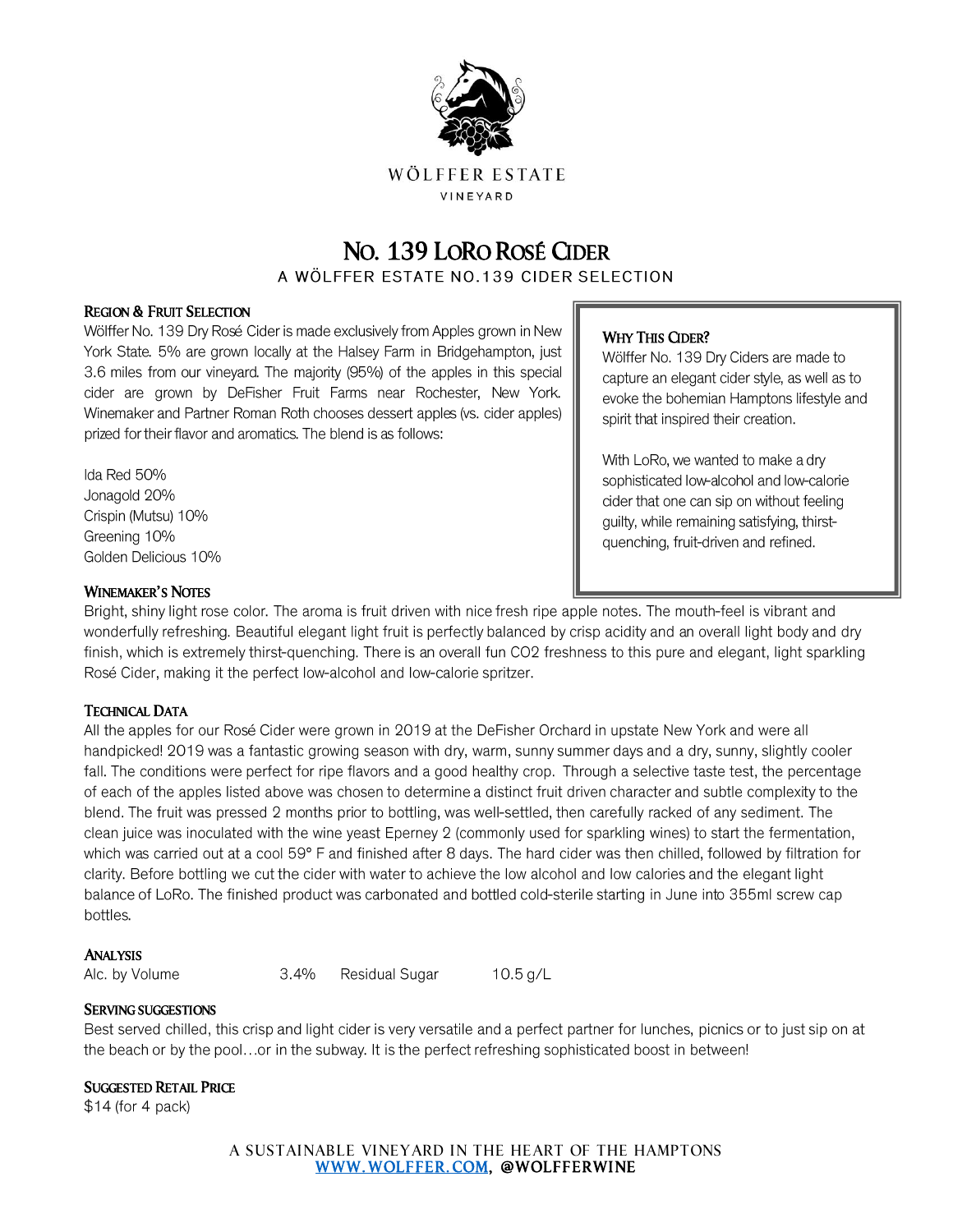WÖLFFER ESTATE

VINEYARD

# No. 139 LoRo Rosé Cider

A WÖLFFER ESTATE NO.139 CIDER SELECTION

## Region & Fruit Selection

Wölffer No. 139 Dry Rosé Cider is made exclusively from Apples grown in New York State. 5% are grown locally at the Halsey Farm in Bridgehampton, just 3.6 miles from our vineyard. The majority (95%) of the apples in this special cider are grown by DeFisher Fruit Farms near Rochester, New York. Winemaker and Partner Roman Roth chooses dessert apples (vs. cider apples) prized for their flavor and aromatics. The blend is as follows:

Ida Red 50%
Jonagold 20%
Crispin (Mutsu) 10%
Greening 10%
Golden Delicious 10%

## Why This Cider?

Wölffer No. 139 Dry Ciders are made to capture an elegant cider style, as well as to evoke the bohemian Hamptons lifestyle and spirit that inspired their creation.

With LoRo, we wanted to make a dry sophisticated low-alcohol and low-calorie cider that one can sip on without feeling guilty, while remaining satisfying, thirst-quenching, fruit-driven and refined.

## Winemaker's Notes

Bright, shiny light rose color. The aroma is fruit driven with nice fresh ripe apple notes. The mouth-feel is vibrant and wonderfully refreshing. Beautiful elegant light fruit is perfectly balanced by crisp acidity and an overall light body and dry finish, which is extremely thirst-quenching. There is an overall fun $CO_2$ freshness to this pure and elegant, light sparkling Rosé Cider, making it the perfect low-alcohol and low-calorie spritzer.

## Technical Data

All the apples for our Rosé Cider were grown in 2019 at the DeFisher Orchard in upstate New York and were all handpicked! 2019 was a fantastic growing season with dry, warm, sunny summer days and a dry, sunny, slightly cooler fall. The conditions were perfect for ripe flavors and a good healthy crop. Through a selective taste test, the percentage of each of the apples listed above was chosen to determine a distinct fruit driven character and subtle complexity to the blend. The fruit was pressed 2 months prior to bottling, was well-settled, then carefully racked of any sediment. The clean juice was inoculated with the wine yeast Eperney 2 (commonly used for sparkling wines) to start the fermentation, which was carried out at a cool 59° F and finished after 8 days. The hard cider was then chilled, followed by filtration for clarity. Before bottling we cut the cider with water to achieve the low alcohol and low calories and the elegant light balance of LoRo. The finished product was carbonated and bottled cold-sterile starting in June into 355ml screw cap bottles.

## Analysis

| Alc. by Volume | 3.4% | Residual Sugar | 10.5 g/L |
|---|---|---|---|

## Serving suggestions

Best served chilled, this crisp and light cider is very versatile and a perfect partner for lunches, picnics or to just sip on at the beach or by the pool…or in the subway. It is the perfect refreshing sophisticated boost in between!

## Suggested Retail Price

$14 (for 4 pack)

A SUSTAINABLE VINEYARD IN THE HEART OF THE HAMPTONS
WWW.WOLFFER.COM, @WOLFFERWINE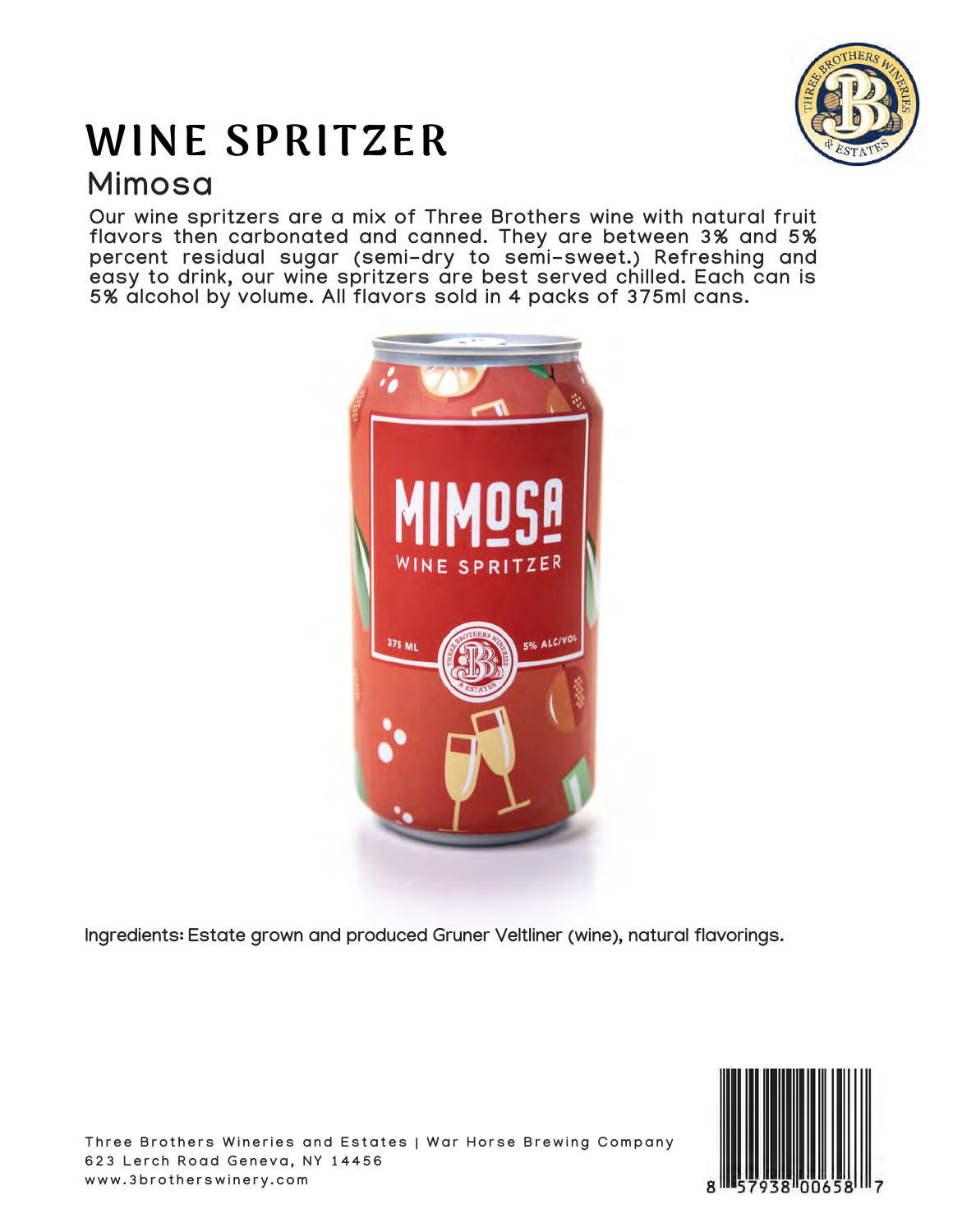# WINE SPRITZER

## Mimosa

Our wine spritzers are a mix of Three Brothers wine with natural fruit flavors then carbonated and canned. They are between 3% and 5% percent residual sugar (semi-dry to semi-sweet.) Refreshing and easy to drink, our wine spritzers are best served chilled. Each can is 5% alcohol by volume. All flavors sold in 4 packs of 375ml cans.

Ingredients: Estate grown and produced Gruner Veltliner (wine), natural flavorings.

Three Brothers Wineries and Estates | War Horse Brewing Company
623 Lerch Road Geneva, NY 14456
www.3brotherswinery.com

8 57938 00658 7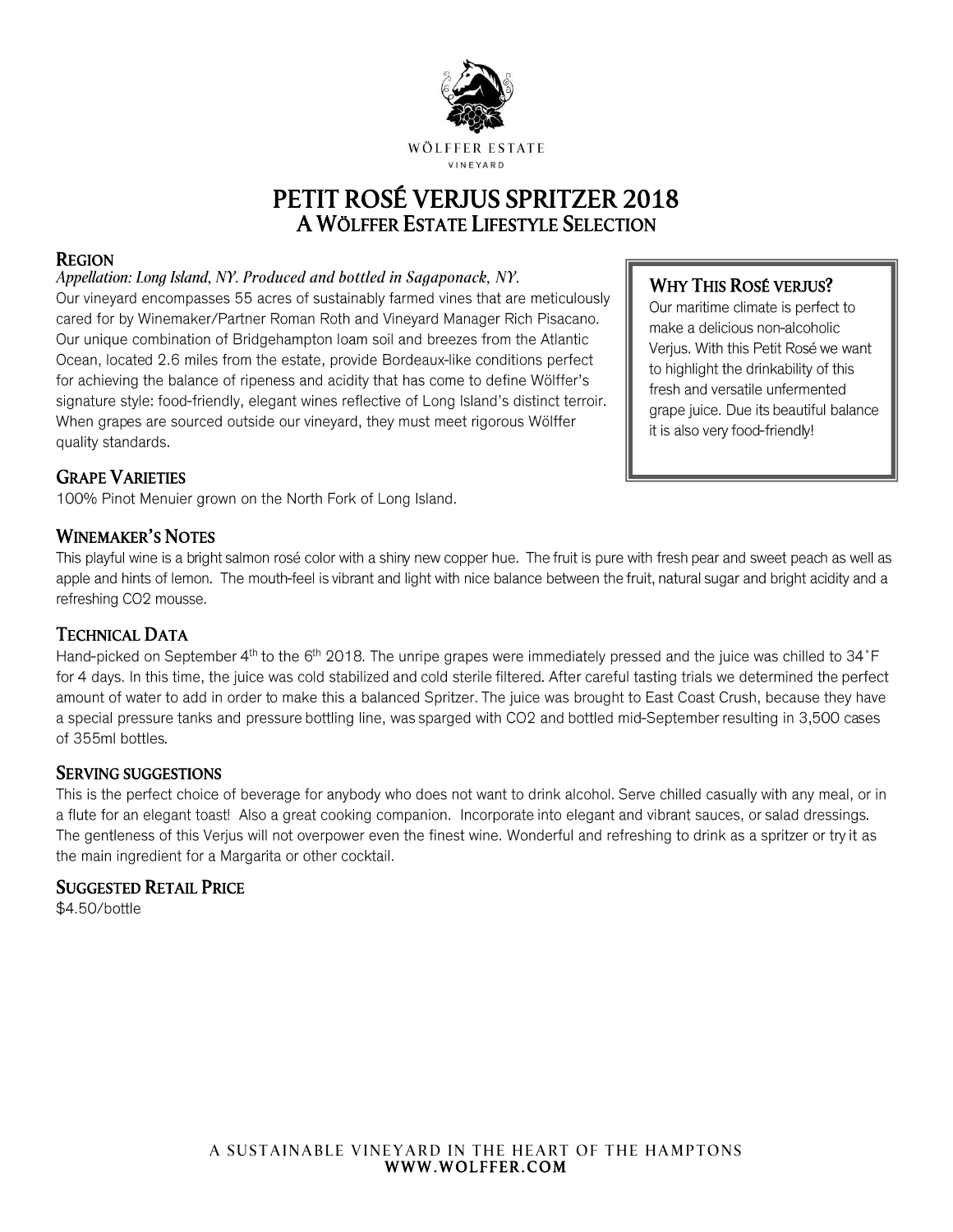WÖLFFER ESTATE

VINEYARD

# PETIT ROSÉ VERJUS SPRITZER 2018

## A WÖLFFER ESTATE LIFESTYLE SELECTION

### REGION

*Appellation: Long Island, NY. Produced and bottled in Sagaponack, NY.*

Our vineyard encompasses 55 acres of sustainably farmed vines that are meticulously cared for by Winemaker/Partner Roman Roth and Vineyard Manager Rich Pisacano. Our unique combination of Bridgehampton loam soil and breezes from the Atlantic Ocean, located 2.6 miles from the estate, provide Bordeaux-like conditions perfect for achieving the balance of ripeness and acidity that has come to define Wölffer's signature style: food-friendly, elegant wines reflective of Long Island's distinct terroir. When grapes are sourced outside our vineyard, they must meet rigorous Wölffer quality standards.

### WHY THIS ROSÉ VERJUS?

Our maritime climate is perfect to make a delicious non-alcoholic Verjus. With this Petit Rosé we want to highlight the drinkability of this fresh and versatile unfermented grape juice. Due its beautiful balance it is also very food-friendly!

### GRAPE VARIETIES

100% Pinot Menuier grown on the North Fork of Long Island.

### WINEMAKER'S NOTES

This playful wine is a bright salmon rosé color with a shiny new copper hue. The fruit is pure with fresh pear and sweet peach as well as apple and hints of lemon. The mouth-feel is vibrant and light with nice balance between the fruit, natural sugar and bright acidity and a refreshing CO2 mousse.

### TECHNICAL DATA

Hand-picked on September 4th to the 6th 2018. The unripe grapes were immediately pressed and the juice was chilled to 34˚F for 4 days. In this time, the juice was cold stabilized and cold sterile filtered. After careful tasting trials we determined the perfect amount of water to add in order to make this a balanced Spritzer. The juice was brought to East Coast Crush, because they have a special pressure tanks and pressure bottling line, was sparged with CO2 and bottled mid-September resulting in 3,500 cases of 355ml bottles.

### SERVING SUGGESTIONS

This is the perfect choice of beverage for anybody who does not want to drink alcohol. Serve chilled casually with any meal, or in a flute for an elegant toast! Also a great cooking companion. Incorporate into elegant and vibrant sauces, or salad dressings. The gentleness of this Verjus will not overpower even the finest wine. Wonderful and refreshing to drink as a spritzer or try it as the main ingredient for a Margarita or other cocktail.

### SUGGESTED RETAIL PRICE

$4.50/bottle

A SUSTAINABLE VINEYARD IN THE HEART OF THE HAMPTONS
WWW.WOLFFER.COM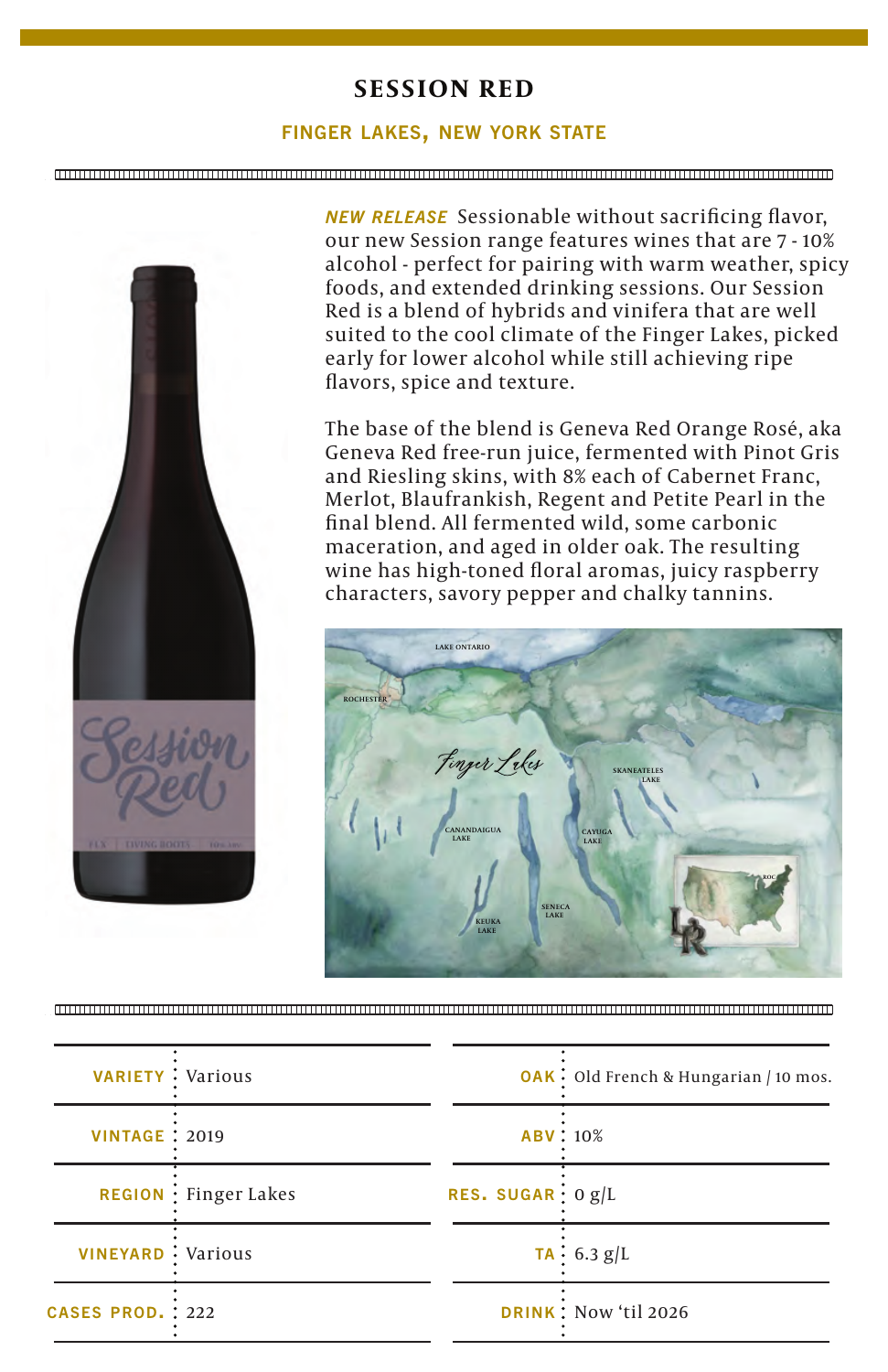# SESSION RED

### FINGER LAKES, NEW YORK STATE

***NEW RELEASE*** Sessionable without sacrificing flavor, our new Session range features wines that are 7 - 10% alcohol - perfect for pairing with warm weather, spicy foods, and extended drinking sessions. Our Session Red is a blend of hybrids and vinifera that are well suited to the cool climate of the Finger Lakes, picked early for lower alcohol while still achieving ripe flavors, spice and texture.

The base of the blend is Geneva Red Orange Rosé, aka Geneva Red free-run juice, fermented with Pinot Gris and Riesling skins, with 8% each of Cabernet Franc, Merlot, Blaufrankish, Regent and Petite Pearl in the final blend. All fermented wild, some carbonic maceration, and aged in older oak. The resulting wine has high-toned floral aromas, juicy raspberry characters, savory pepper and chalky tannins.

| | | | |
|---|---|---|---|
| VARIETY | Various | OAK | Old French & Hungarian / 10 mos. |
| VINTAGE | 2019 | ABV | 10% |
| REGION | Finger Lakes | RES. SUGAR | 0 g/L |
| VINEYARD | Various | TA | 6.3 g/L |
| CASES PROD. | 222 | DRINK | Now 'til 2026 |